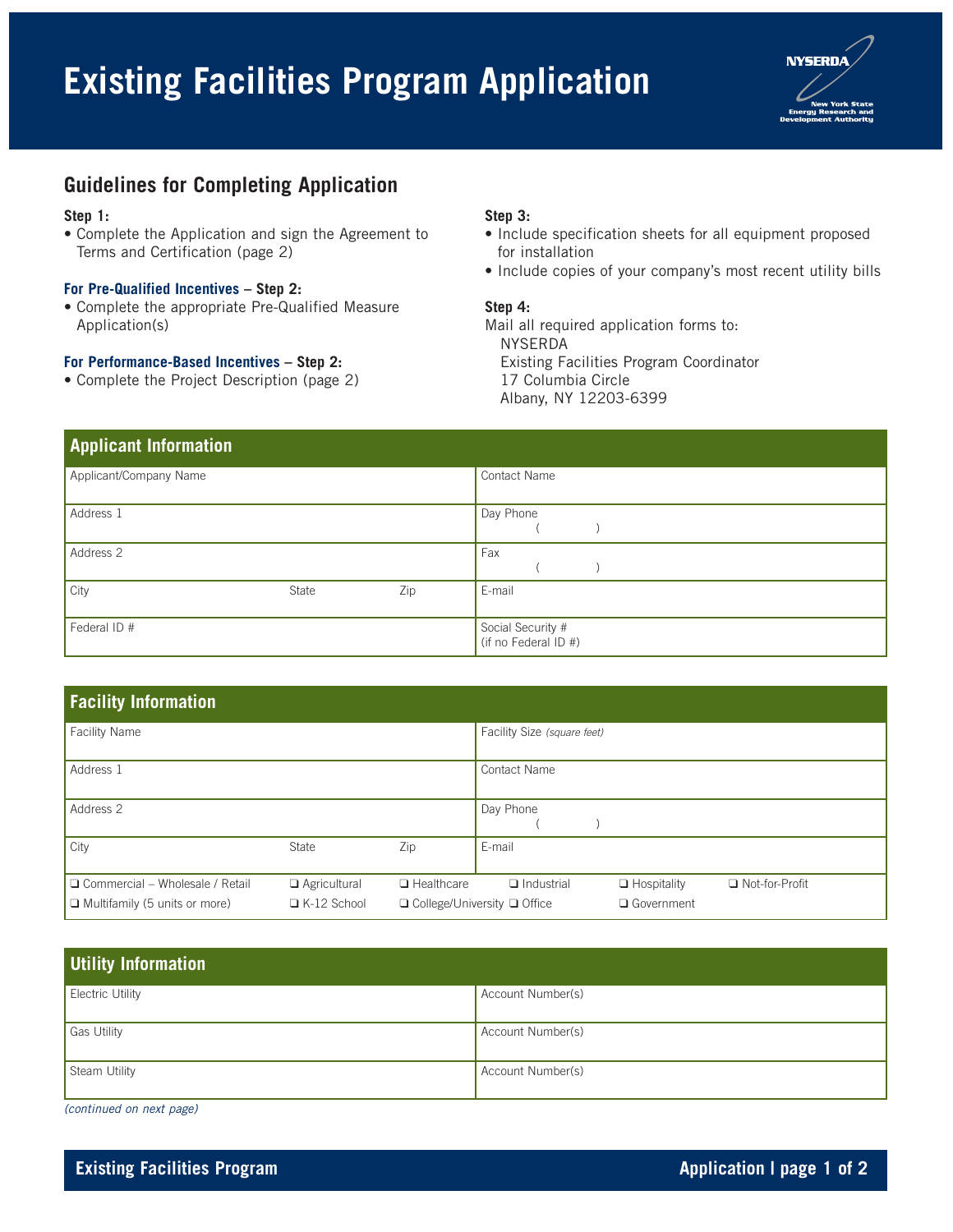# Existing Facilities Program Application

NYSERDA
New York State Energy Research and Development Authority

## Guidelines for Completing Application

**Step 1:**
- Complete the Application and sign the Agreement to Terms and Certification (page 2)

**For Pre-Qualified Incentives – Step 2:**
- Complete the appropriate Pre-Qualified Measure Application(s)

**For Performance-Based Incentives – Step 2:**
- Complete the Project Description (page 2)

**Step 3:**
- Include specification sheets for all equipment proposed for installation
- Include copies of your company's most recent utility bills

**Step 4:**
Mail all required application forms to:
NYSERDA
Existing Facilities Program Coordinator
17 Columbia Circle
Albany, NY 12203-6399

## Applicant Information

| | | | |
|---|---|---|---|
| Applicant/Company Name | | | Contact Name |
| Address 1 | | | Day Phone ( ) |
| Address 2 | | | Fax ( ) |
| City | State | Zip | E-mail |
| Federal ID # | | | Social Security # (if no Federal ID #) |

## Facility Information

| | | | |
|---|---|---|---|
| Facility Name | | | Facility Size *(square feet)* |
| Address 1 | | | Contact Name |
| Address 2 | | | Day Phone ( ) |
| City | State | Zip | E-mail |

❑ Commercial – Wholesale / Retail ❑ Agricultural ❑ Healthcare ❑ Industrial ❑ Hospitality ❑ Not-for-Profit
❑ Multifamily (5 units or more) ❑ K-12 School ❑ College/University ❑ Office ❑ Government

## Utility Information

| | |
|---|---|
| Electric Utility | Account Number(s) |
| Gas Utility | Account Number(s) |
| Steam Utility | Account Number(s) |

*(continued on next page)*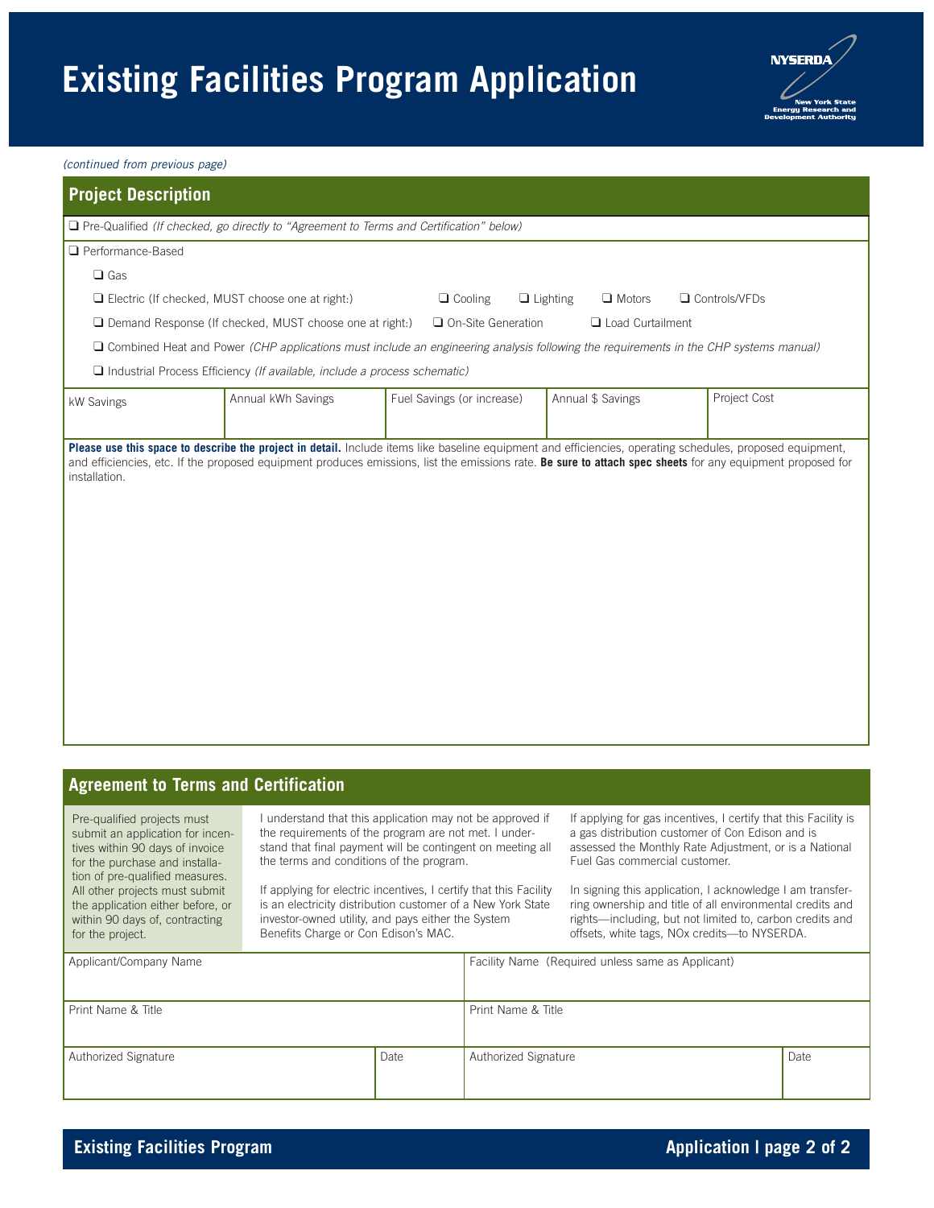# Existing Facilities Program Application

*(continued from previous page)*

## Project Description

❑ Pre-Qualified *(If checked, go directly to "Agreement to Terms and Certification" below)*

❑ Performance-Based

- ❑ Gas
- ❑ Electric (If checked, MUST choose one at right:) ❑ Cooling ❑ Lighting ❑ Motors ❑ Controls/VFDs
- ❑ Demand Response (If checked, MUST choose one at right:) ❑ On-Site Generation ❑ Load Curtailment
- ❑ Combined Heat and Power *(CHP applications must include an engineering analysis following the requirements in the CHP systems manual)*
- ❑ Industrial Process Efficiency *(If available, include a process schematic)*

| kW Savings | Annual kWh Savings | Fuel Savings (or increase) | Annual $ Savings | Project Cost |
|---|---|---|---|---|
| | | | | |

**Please use this space to describe the project in detail.** Include items like baseline equipment and efficiencies, operating schedules, proposed equipment, and efficiencies, etc. If the proposed equipment produces emissions, list the emissions rate. **Be sure to attach spec sheets** for any equipment proposed for installation.

## Agreement to Terms and Certification

Pre-qualified projects must submit an application for incentives within 90 days of invoice for the purchase and installation of pre-qualified measures. All other projects must submit the application either before, or within 90 days of, contracting for the project.

I understand that this application may not be approved if the requirements of the program are not met. I understand that final payment will be contingent on meeting all the terms and conditions of the program.

If applying for electric incentives, I certify that this Facility is an electricity distribution customer of a New York State investor-owned utility, and pays either the System Benefits Charge or Con Edison's MAC.

If applying for gas incentives, I certify that this Facility is a gas distribution customer of Con Edison and is assessed the Monthly Rate Adjustment, or is a National Fuel Gas commercial customer.

In signing this application, I acknowledge I am transferring ownership and title of all environmental credits and rights—including, but not limited to, carbon credits and offsets, white tags, NOx credits—to NYSERDA.

| Applicant/Company Name | | Facility Name (Required unless same as Applicant) | |
|---|---|---|---|
| Print Name & Title | | Print Name & Title | |
| Authorized Signature | Date | Authorized Signature | Date |